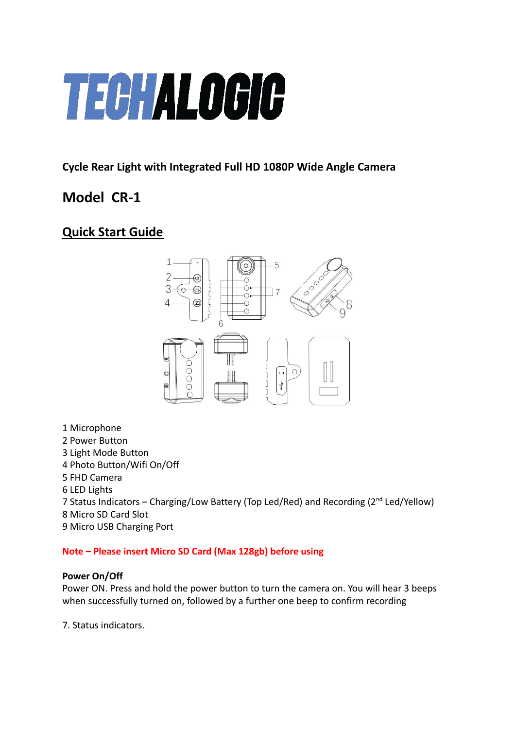# TECHALOGIC

**Cycle Rear Light with Integrated Full HD 1080P Wide Angle Camera**

## Model CR-1

## Quick Start Guide

1 Microphone
2 Power Button
3 Light Mode Button
4 Photo Button/Wifi On/Off
5 FHD Camera
6 LED Lights
7 Status Indicators – Charging/Low Battery (Top Led/Red) and Recording (2nd Led/Yellow)
8 Micro SD Card Slot
9 Micro USB Charging Port

**Note – Please insert Micro SD Card (Max 128gb) before using**

**Power On/Off**
Power ON. Press and hold the power button to turn the camera on. You will hear 3 beeps when successfully turned on, followed by a further one beep to confirm recording

7. Status indicators.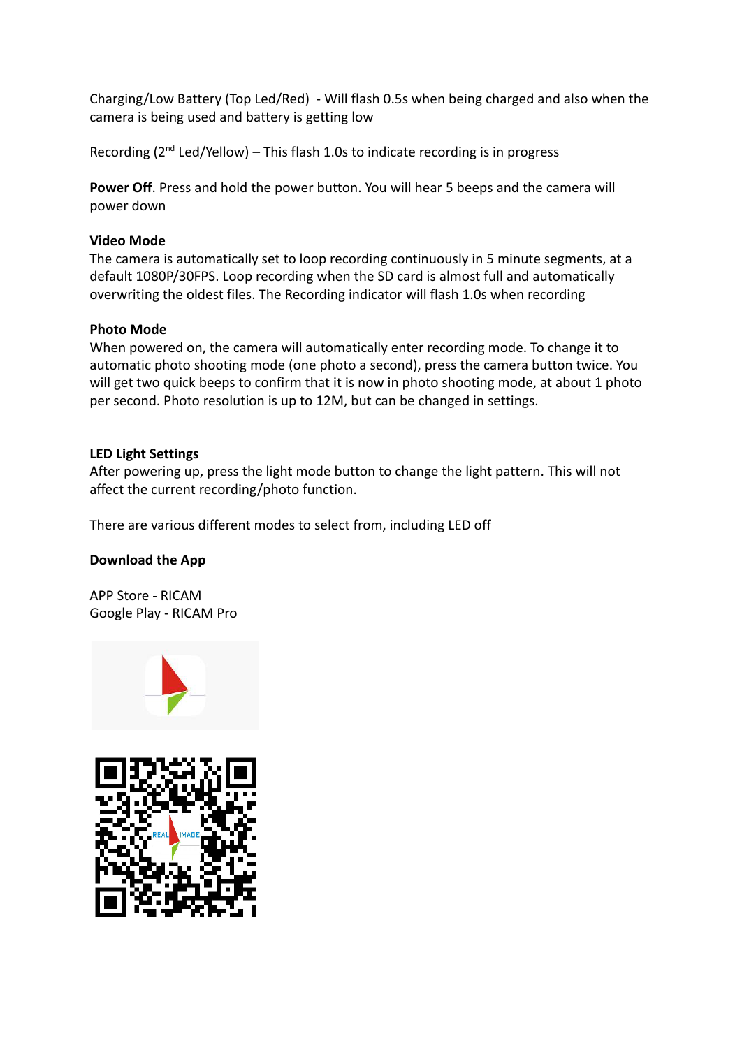Charging/Low Battery (Top Led/Red) - Will flash 0.5s when being charged and also when the camera is being used and battery is getting low

Recording (2nd Led/Yellow) – This flash 1.0s to indicate recording is in progress

**Power Off**. Press and hold the power button. You will hear 5 beeps and the camera will power down

**Video Mode**

The camera is automatically set to loop recording continuously in 5 minute segments, at a default 1080P/30FPS. Loop recording when the SD card is almost full and automatically overwriting the oldest files. The Recording indicator will flash 1.0s when recording

**Photo Mode**

When powered on, the camera will automatically enter recording mode. To change it to automatic photo shooting mode (one photo a second), press the camera button twice. You will get two quick beeps to confirm that it is now in photo shooting mode, at about 1 photo per second. Photo resolution is up to 12M, but can be changed in settings.

**LED Light Settings**

After powering up, press the light mode button to change the light pattern. This will not affect the current recording/photo function.

There are various different modes to select from, including LED off

**Download the App**

APP Store - RICAM
Google Play - RICAM Pro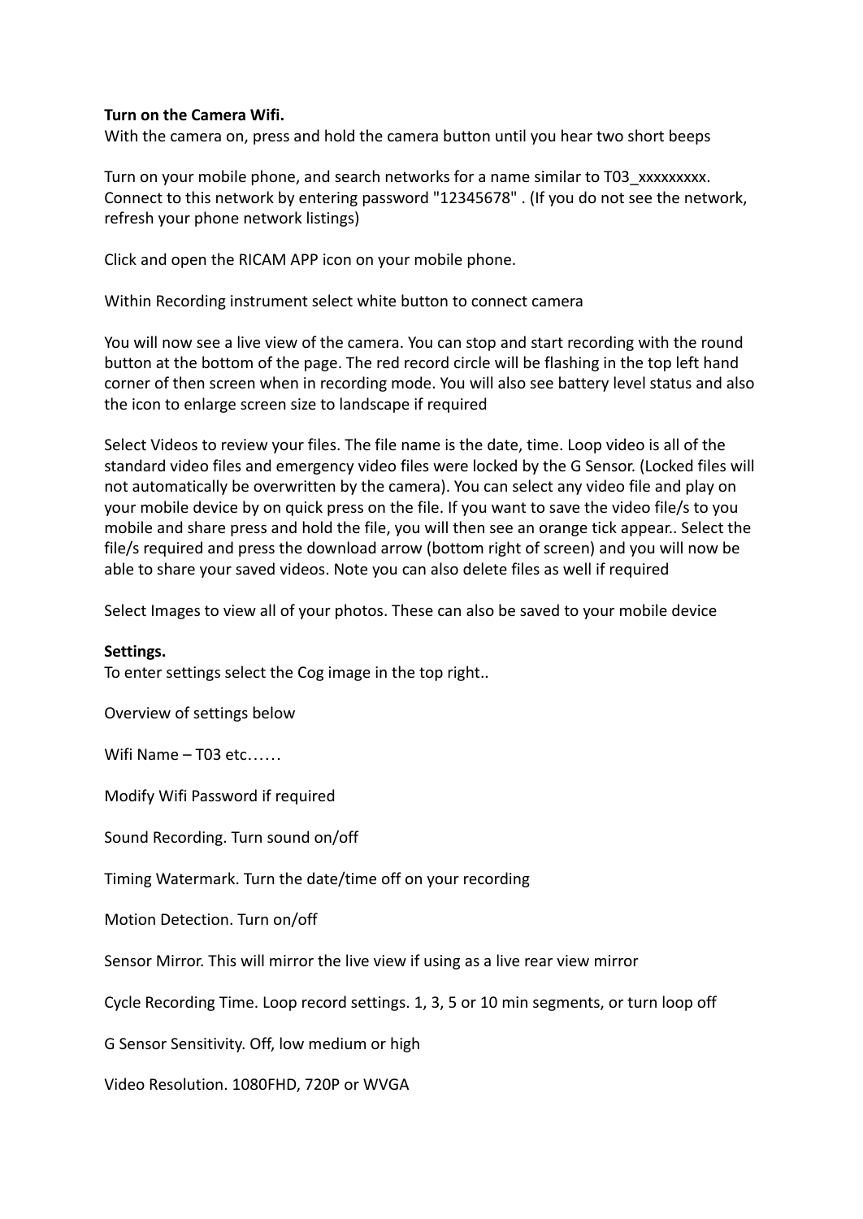**Turn on the Camera Wifi.**
With the camera on, press and hold the camera button until you hear two short beeps

Turn on your mobile phone, and search networks for a name similar to T03_xxxxxxxxx. Connect to this network by entering password "12345678" . (If you do not see the network, refresh your phone network listings)

Click and open the RICAM APP icon on your mobile phone.

Within Recording instrument select white button to connect camera

You will now see a live view of the camera. You can stop and start recording with the round button at the bottom of the page. The red record circle will be flashing in the top left hand corner of then screen when in recording mode. You will also see battery level status and also the icon to enlarge screen size to landscape if required

Select Videos to review your files. The file name is the date, time. Loop video is all of the standard video files and emergency video files were locked by the G Sensor. (Locked files will not automatically be overwritten by the camera). You can select any video file and play on your mobile device by on quick press on the file. If you want to save the video file/s to you mobile and share press and hold the file, you will then see an orange tick appear.. Select the file/s required and press the download arrow (bottom right of screen) and you will now be able to share your saved videos. Note you can also delete files as well if required

Select Images to view all of your photos. These can also be saved to your mobile device

**Settings.**
To enter settings select the Cog image in the top right..

Overview of settings below

Wifi Name – T03 etc……

Modify Wifi Password if required

Sound Recording. Turn sound on/off

Timing Watermark. Turn the date/time off on your recording

Motion Detection. Turn on/off

Sensor Mirror. This will mirror the live view if using as a live rear view mirror

Cycle Recording Time. Loop record settings. 1, 3, 5 or 10 min segments, or turn loop off

G Sensor Sensitivity. Off, low medium or high

Video Resolution. 1080FHD, 720P or WVGA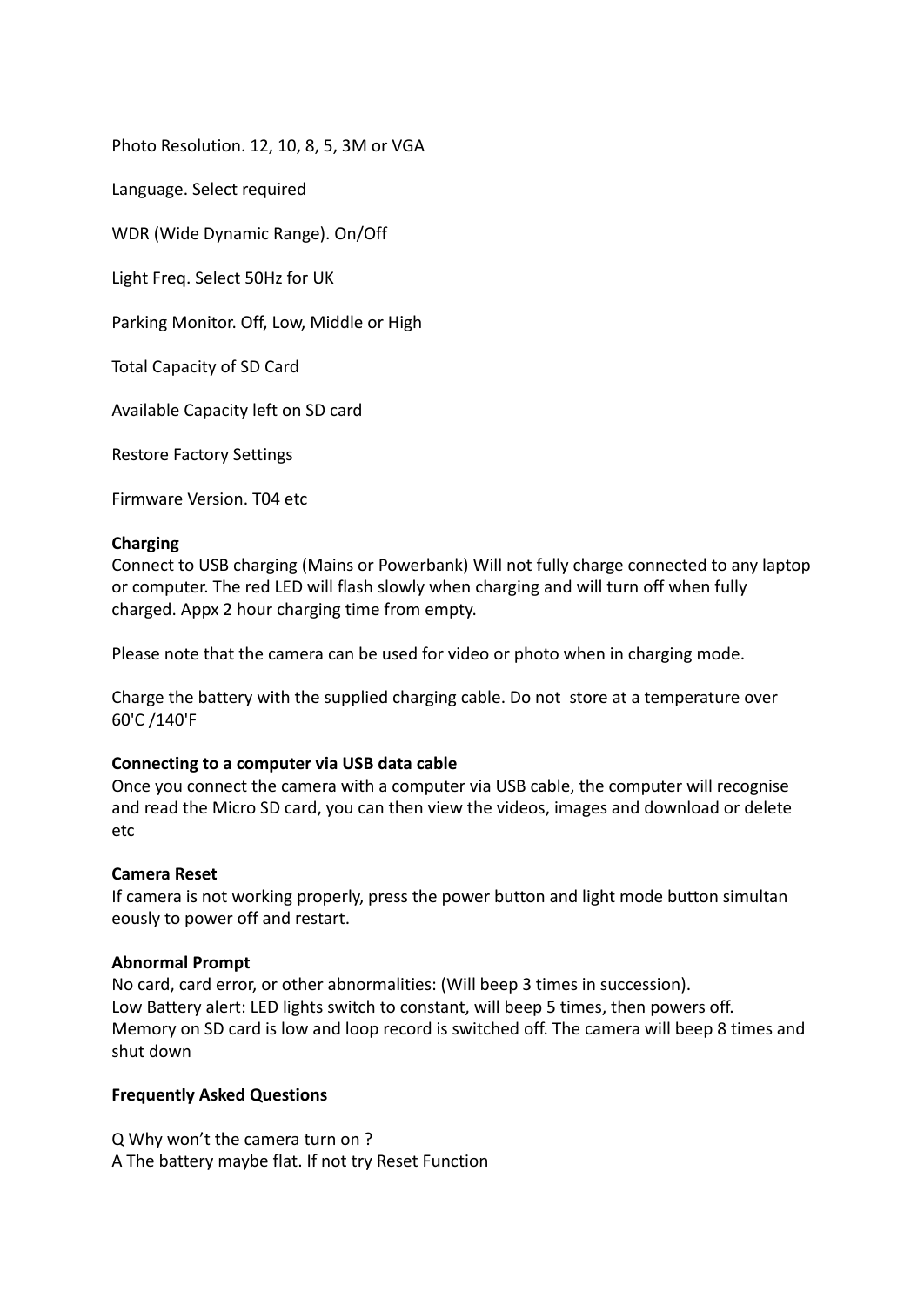Photo Resolution. 12, 10, 8, 5, 3M or VGA

Language. Select required

WDR (Wide Dynamic Range). On/Off

Light Freq. Select 50Hz for UK

Parking Monitor. Off, Low, Middle or High

Total Capacity of SD Card

Available Capacity left on SD card

Restore Factory Settings

Firmware Version. T04 etc

**Charging**
Connect to USB charging (Mains or Powerbank) Will not fully charge connected to any laptop or computer. The red LED will flash slowly when charging and will turn off when fully charged. Appx 2 hour charging time from empty.

Please note that the camera can be used for video or photo when in charging mode.

Charge the battery with the supplied charging cable. Do not store at a temperature over 60'C /140'F

**Connecting to a computer via USB data cable**
Once you connect the camera with a computer via USB cable, the computer will recognise and read the Micro SD card, you can then view the videos, images and download or delete etc

**Camera Reset**
If camera is not working properly, press the power button and light mode button simultan eously to power off and restart.

**Abnormal Prompt**
No card, card error, or other abnormalities: (Will beep 3 times in succession).
Low Battery alert: LED lights switch to constant, will beep 5 times, then powers off.
Memory on SD card is low and loop record is switched off. The camera will beep 8 times and shut down

**Frequently Asked Questions**

Q Why won't the camera turn on ?
A The battery maybe flat. If not try Reset Function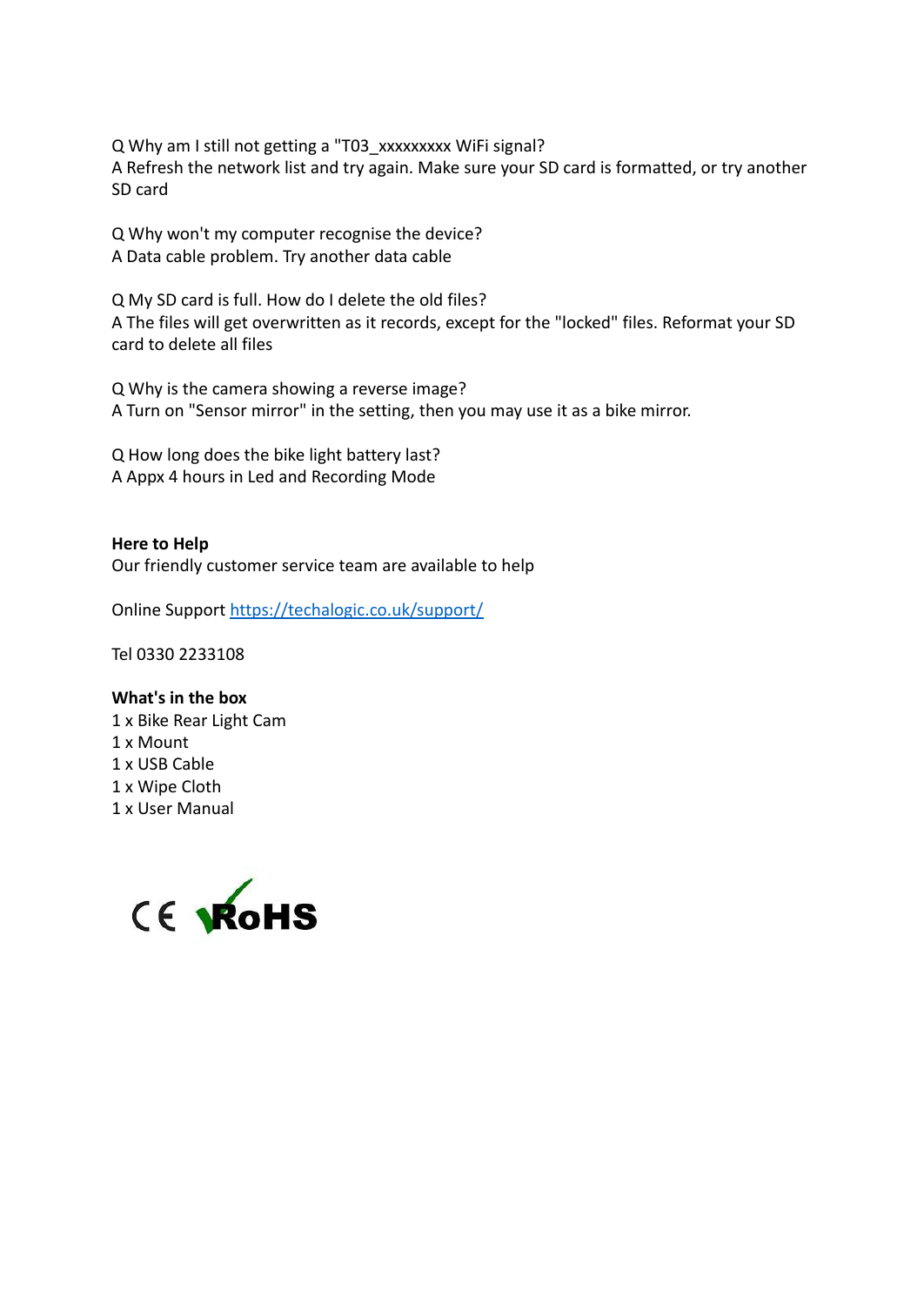Q Why am I still not getting a "T03_xxxxxxxxx WiFi signal?
A Refresh the network list and try again. Make sure your SD card is formatted, or try another SD card

Q Why won't my computer recognise the device?
A Data cable problem. Try another data cable

Q My SD card is full. How do I delete the old files?
A The files will get overwritten as it records, except for the "locked" files. Reformat your SD card to delete all files

Q Why is the camera showing a reverse image?
A Turn on "Sensor mirror" in the setting, then you may use it as a bike mirror.

Q How long does the bike light battery last?
A Appx 4 hours in Led and Recording Mode

**Here to Help**
Our friendly customer service team are available to help

Online Support [https://techalogic.co.uk/support/](https://techalogic.co.uk/support/)

Tel 0330 2233108

**What's in the box**
1 x Bike Rear Light Cam
1 x Mount
1 x USB Cable
1 x Wipe Cloth
1 x User Manual

CE RoHS